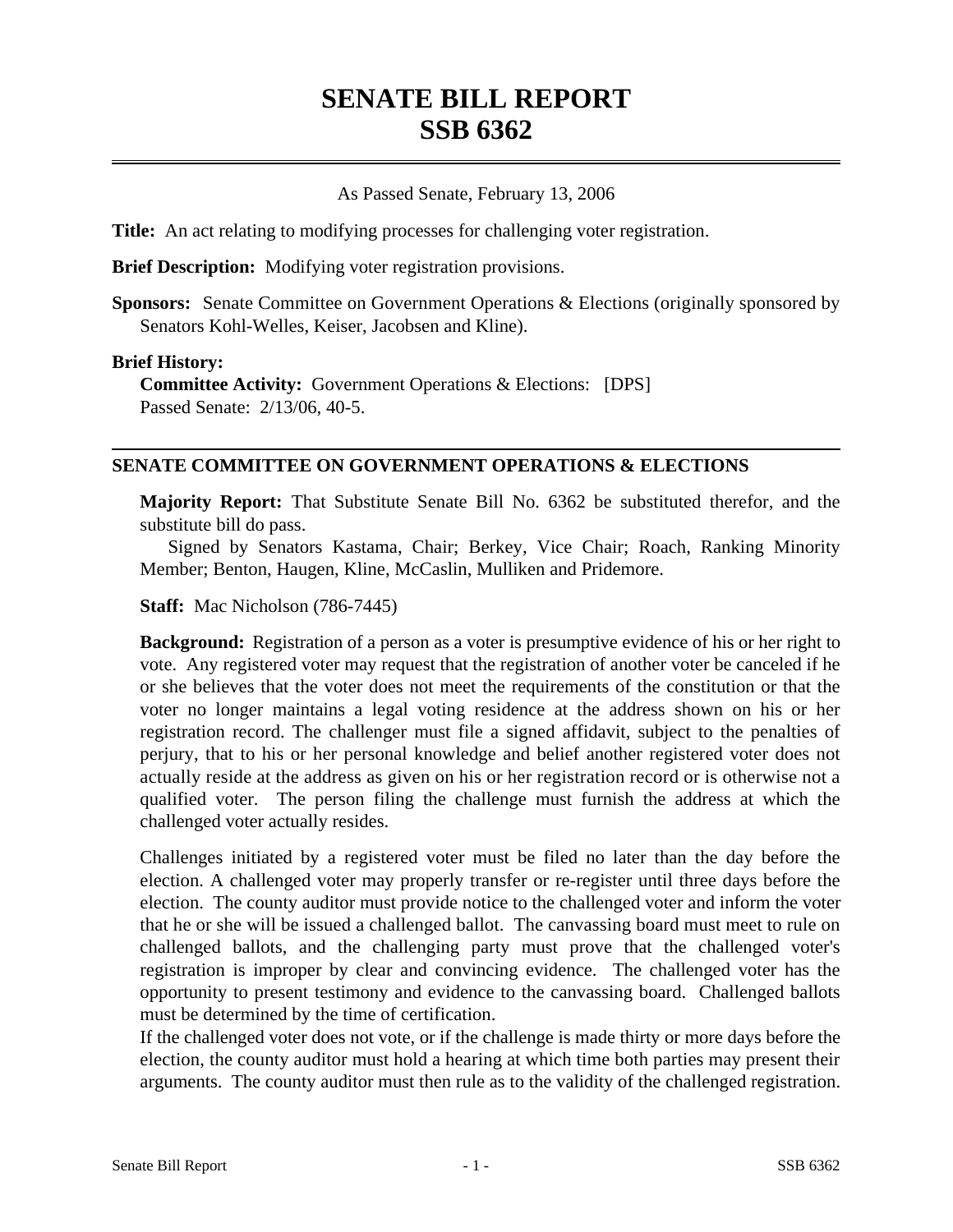# SENATE BILL REPORT
# SSB 6362

As Passed Senate, February 13, 2006

**Title:** An act relating to modifying processes for challenging voter registration.

**Brief Description:** Modifying voter registration provisions.

**Sponsors:** Senate Committee on Government Operations & Elections (originally sponsored by Senators Kohl-Welles, Keiser, Jacobsen and Kline).

**Brief History:**
**Committee Activity:** Government Operations & Elections: [DPS]
Passed Senate: 2/13/06, 40-5.

## SENATE COMMITTEE ON GOVERNMENT OPERATIONS & ELECTIONS

**Majority Report:** That Substitute Senate Bill No. 6362 be substituted therefor, and the substitute bill do pass.
Signed by Senators Kastama, Chair; Berkey, Vice Chair; Roach, Ranking Minority Member; Benton, Haugen, Kline, McCaslin, Mulliken and Pridemore.

**Staff:** Mac Nicholson (786-7445)

**Background:** Registration of a person as a voter is presumptive evidence of his or her right to vote. Any registered voter may request that the registration of another voter be canceled if he or she believes that the voter does not meet the requirements of the constitution or that the voter no longer maintains a legal voting residence at the address shown on his or her registration record. The challenger must file a signed affidavit, subject to the penalties of perjury, that to his or her personal knowledge and belief another registered voter does not actually reside at the address as given on his or her registration record or is otherwise not a qualified voter. The person filing the challenge must furnish the address at which the challenged voter actually resides.

Challenges initiated by a registered voter must be filed no later than the day before the election. A challenged voter may properly transfer or re-register until three days before the election. The county auditor must provide notice to the challenged voter and inform the voter that he or she will be issued a challenged ballot. The canvassing board must meet to rule on challenged ballots, and the challenging party must prove that the challenged voter's registration is improper by clear and convincing evidence. The challenged voter has the opportunity to present testimony and evidence to the canvassing board. Challenged ballots must be determined by the time of certification.

If the challenged voter does not vote, or if the challenge is made thirty or more days before the election, the county auditor must hold a hearing at which time both parties may present their arguments. The county auditor must then rule as to the validity of the challenged registration.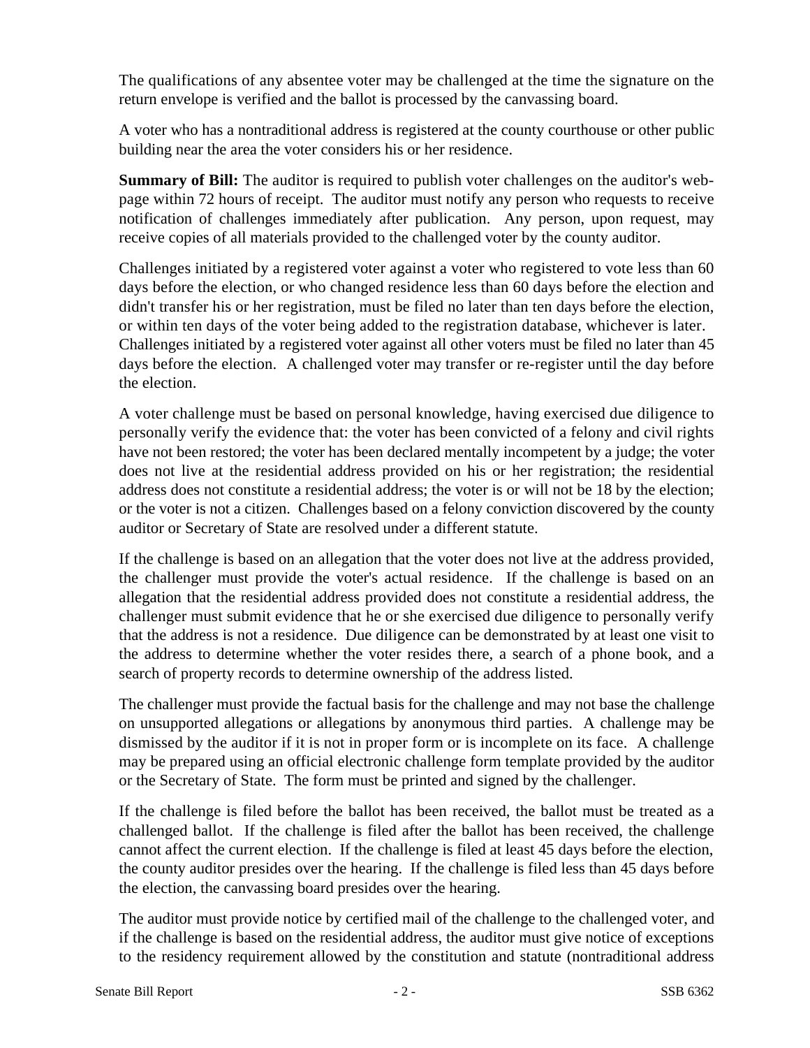The qualifications of any absentee voter may be challenged at the time the signature on the return envelope is verified and the ballot is processed by the canvassing board.

A voter who has a nontraditional address is registered at the county courthouse or other public building near the area the voter considers his or her residence.

**Summary of Bill:** The auditor is required to publish voter challenges on the auditor's web-page within 72 hours of receipt. The auditor must notify any person who requests to receive notification of challenges immediately after publication. Any person, upon request, may receive copies of all materials provided to the challenged voter by the county auditor.

Challenges initiated by a registered voter against a voter who registered to vote less than 60 days before the election, or who changed residence less than 60 days before the election and didn't transfer his or her registration, must be filed no later than ten days before the election, or within ten days of the voter being added to the registration database, whichever is later. Challenges initiated by a registered voter against all other voters must be filed no later than 45 days before the election. A challenged voter may transfer or re-register until the day before the election.

A voter challenge must be based on personal knowledge, having exercised due diligence to personally verify the evidence that: the voter has been convicted of a felony and civil rights have not been restored; the voter has been declared mentally incompetent by a judge; the voter does not live at the residential address provided on his or her registration; the residential address does not constitute a residential address; the voter is or will not be 18 by the election; or the voter is not a citizen. Challenges based on a felony conviction discovered by the county auditor or Secretary of State are resolved under a different statute.

If the challenge is based on an allegation that the voter does not live at the address provided, the challenger must provide the voter's actual residence. If the challenge is based on an allegation that the residential address provided does not constitute a residential address, the challenger must submit evidence that he or she exercised due diligence to personally verify that the address is not a residence. Due diligence can be demonstrated by at least one visit to the address to determine whether the voter resides there, a search of a phone book, and a search of property records to determine ownership of the address listed.

The challenger must provide the factual basis for the challenge and may not base the challenge on unsupported allegations or allegations by anonymous third parties. A challenge may be dismissed by the auditor if it is not in proper form or is incomplete on its face. A challenge may be prepared using an official electronic challenge form template provided by the auditor or the Secretary of State. The form must be printed and signed by the challenger.

If the challenge is filed before the ballot has been received, the ballot must be treated as a challenged ballot. If the challenge is filed after the ballot has been received, the challenge cannot affect the current election. If the challenge is filed at least 45 days before the election, the county auditor presides over the hearing. If the challenge is filed less than 45 days before the election, the canvassing board presides over the hearing.

The auditor must provide notice by certified mail of the challenge to the challenged voter, and if the challenge is based on the residential address, the auditor must give notice of exceptions to the residency requirement allowed by the constitution and statute (nontraditional address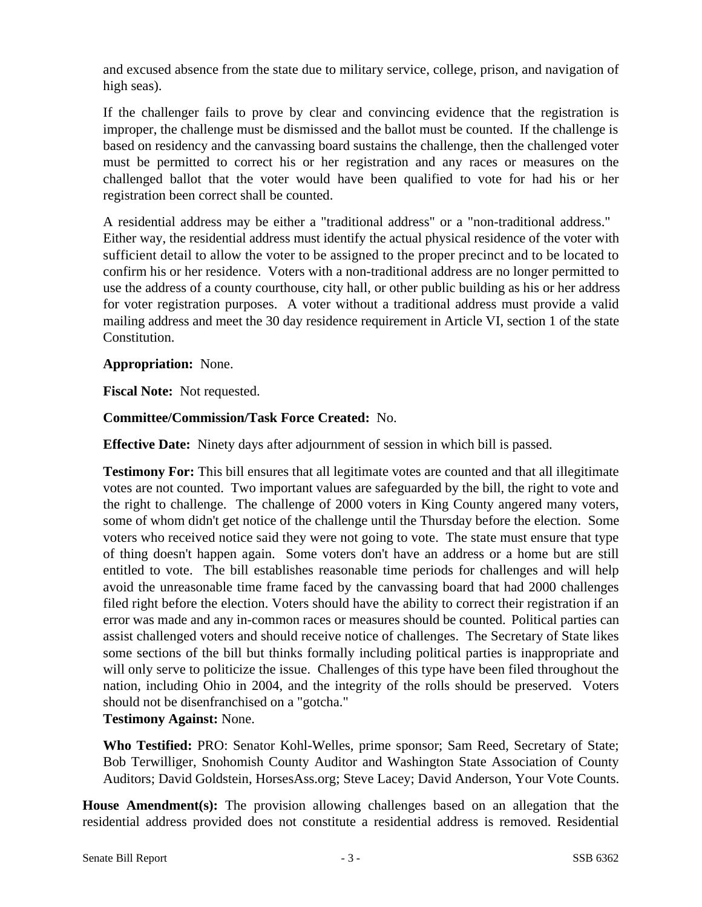and excused absence from the state due to military service, college, prison, and navigation of high seas).

If the challenger fails to prove by clear and convincing evidence that the registration is improper, the challenge must be dismissed and the ballot must be counted. If the challenge is based on residency and the canvassing board sustains the challenge, then the challenged voter must be permitted to correct his or her registration and any races or measures on the challenged ballot that the voter would have been qualified to vote for had his or her registration been correct shall be counted.

A residential address may be either a "traditional address" or a "non-traditional address." Either way, the residential address must identify the actual physical residence of the voter with sufficient detail to allow the voter to be assigned to the proper precinct and to be located to confirm his or her residence. Voters with a non-traditional address are no longer permitted to use the address of a county courthouse, city hall, or other public building as his or her address for voter registration purposes. A voter without a traditional address must provide a valid mailing address and meet the 30 day residence requirement in Article VI, section 1 of the state Constitution.

**Appropriation:** None.

**Fiscal Note:** Not requested.

**Committee/Commission/Task Force Created:** No.

**Effective Date:** Ninety days after adjournment of session in which bill is passed.

**Testimony For:** This bill ensures that all legitimate votes are counted and that all illegitimate votes are not counted. Two important values are safeguarded by the bill, the right to vote and the right to challenge. The challenge of 2000 voters in King County angered many voters, some of whom didn't get notice of the challenge until the Thursday before the election. Some voters who received notice said they were not going to vote. The state must ensure that type of thing doesn't happen again. Some voters don't have an address or a home but are still entitled to vote. The bill establishes reasonable time periods for challenges and will help avoid the unreasonable time frame faced by the canvassing board that had 2000 challenges filed right before the election. Voters should have the ability to correct their registration if an error was made and any in-common races or measures should be counted. Political parties can assist challenged voters and should receive notice of challenges. The Secretary of State likes some sections of the bill but thinks formally including political parties is inappropriate and will only serve to politicize the issue. Challenges of this type have been filed throughout the nation, including Ohio in 2004, and the integrity of the rolls should be preserved. Voters should not be disenfranchised on a "gotcha."

**Testimony Against:** None.

**Who Testified:** PRO: Senator Kohl-Welles, prime sponsor; Sam Reed, Secretary of State; Bob Terwilliger, Snohomish County Auditor and Washington State Association of County Auditors; David Goldstein, HorsesAss.org; Steve Lacey; David Anderson, Your Vote Counts.

**House Amendment(s):** The provision allowing challenges based on an allegation that the residential address provided does not constitute a residential address is removed. Residential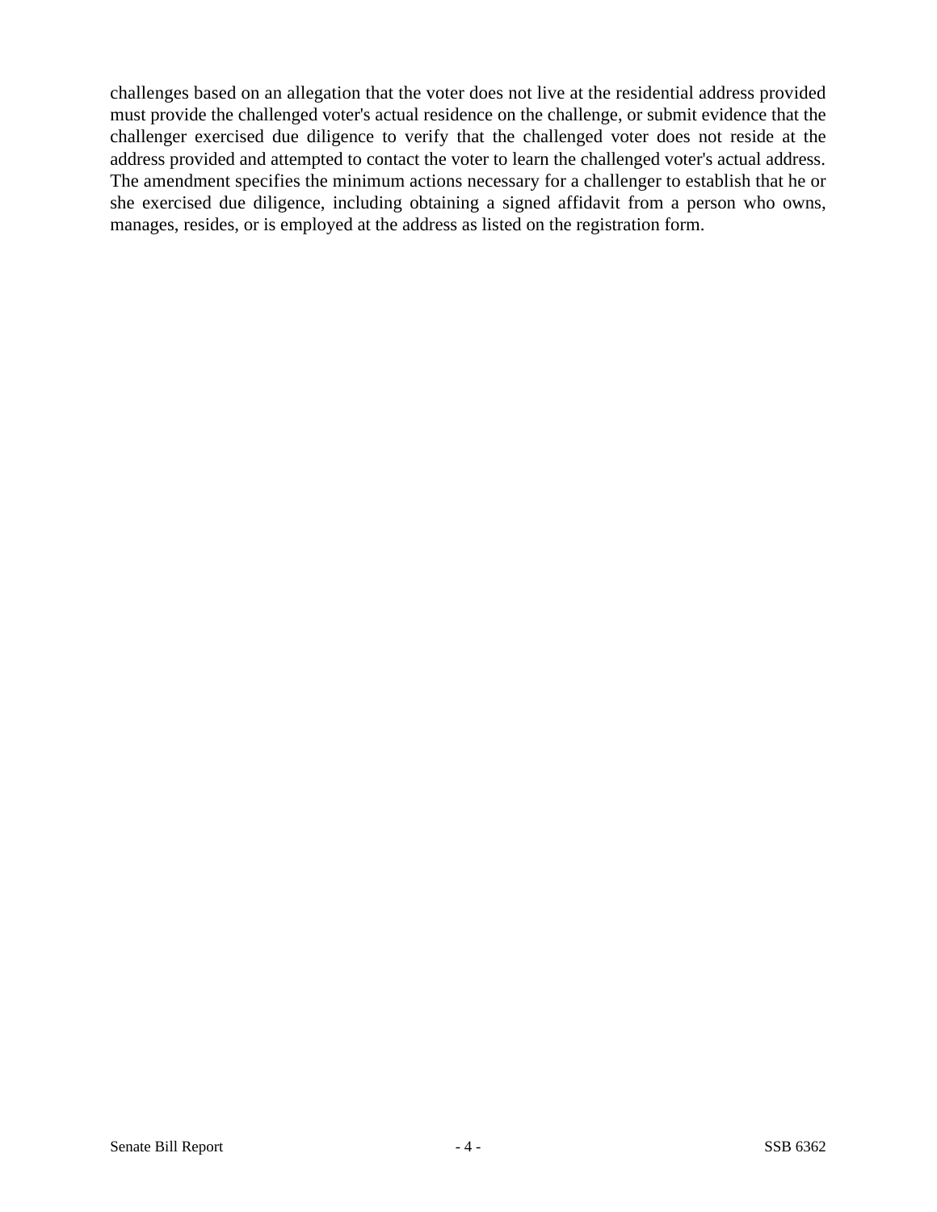challenges based on an allegation that the voter does not live at the residential address provided must provide the challenged voter's actual residence on the challenge, or submit evidence that the challenger exercised due diligence to verify that the challenged voter does not reside at the address provided and attempted to contact the voter to learn the challenged voter's actual address. The amendment specifies the minimum actions necessary for a challenger to establish that he or she exercised due diligence, including obtaining a signed affidavit from a person who owns, manages, resides, or is employed at the address as listed on the registration form.